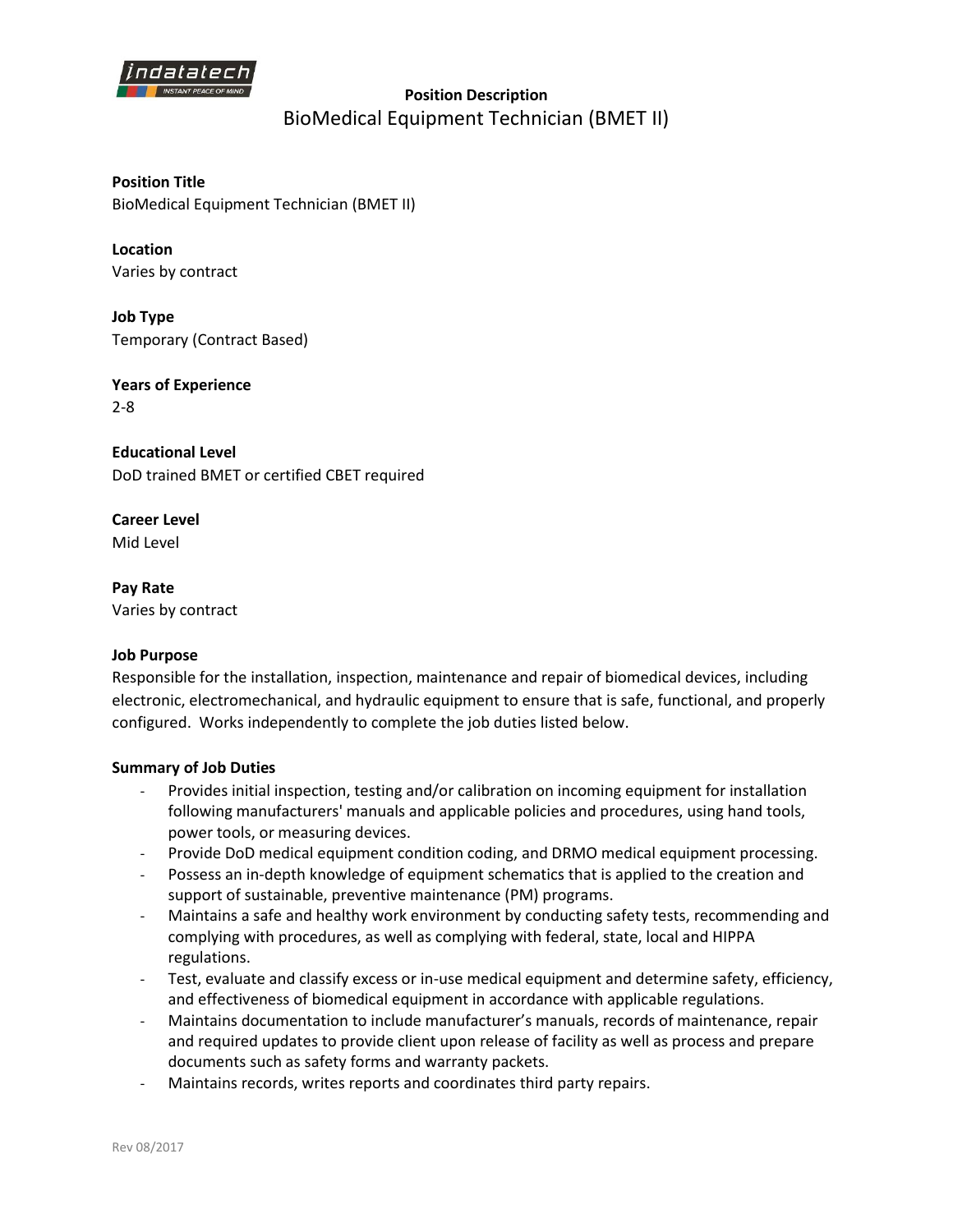**Position Description**

# BioMedical Equipment Technician (BMET II)

**Position Title**
BioMedical Equipment Technician (BMET II)

**Location**
Varies by contract

**Job Type**
Temporary (Contract Based)

**Years of Experience**
2-8

**Educational Level**
DoD trained BMET or certified CBET required

**Career Level**
Mid Level

**Pay Rate**
Varies by contract

**Job Purpose**
Responsible for the installation, inspection, maintenance and repair of biomedical devices, including electronic, electromechanical, and hydraulic equipment to ensure that is safe, functional, and properly configured. Works independently to complete the job duties listed below.

**Summary of Job Duties**

- Provides initial inspection, testing and/or calibration on incoming equipment for installation following manufacturers' manuals and applicable policies and procedures, using hand tools, power tools, or measuring devices.
- Provide DoD medical equipment condition coding, and DRMO medical equipment processing.
- Possess an in-depth knowledge of equipment schematics that is applied to the creation and support of sustainable, preventive maintenance (PM) programs.
- Maintains a safe and healthy work environment by conducting safety tests, recommending and complying with procedures, as well as complying with federal, state, local and HIPPA regulations.
- Test, evaluate and classify excess or in-use medical equipment and determine safety, efficiency, and effectiveness of biomedical equipment in accordance with applicable regulations.
- Maintains documentation to include manufacturer's manuals, records of maintenance, repair and required updates to provide client upon release of facility as well as process and prepare documents such as safety forms and warranty packets.
- Maintains records, writes reports and coordinates third party repairs.

Rev 08/2017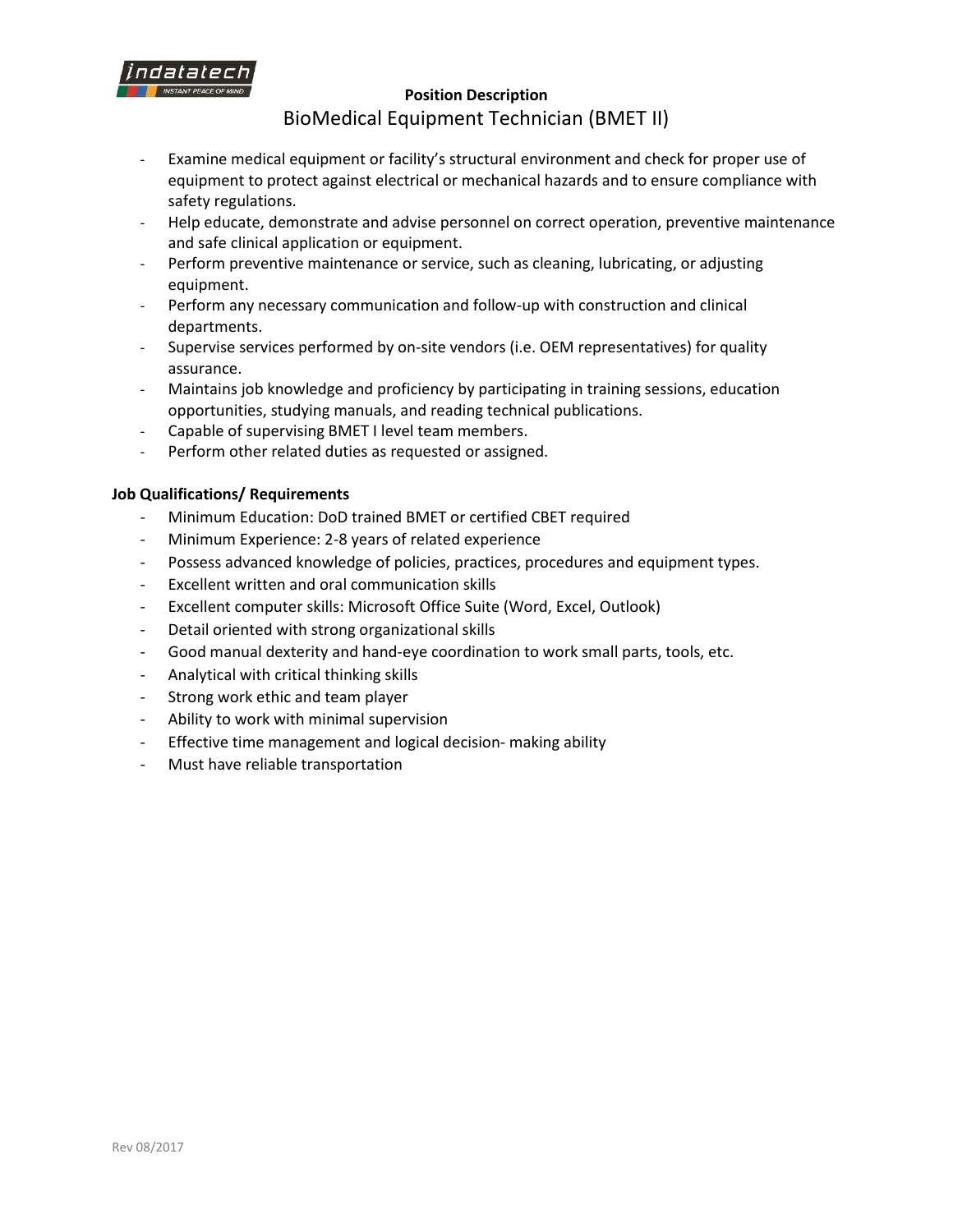**Position Description**

BioMedical Equipment Technician (BMET II)

- Examine medical equipment or facility's structural environment and check for proper use of equipment to protect against electrical or mechanical hazards and to ensure compliance with safety regulations.
- Help educate, demonstrate and advise personnel on correct operation, preventive maintenance and safe clinical application or equipment.
- Perform preventive maintenance or service, such as cleaning, lubricating, or adjusting equipment.
- Perform any necessary communication and follow-up with construction and clinical departments.
- Supervise services performed by on-site vendors (i.e. OEM representatives) for quality assurance.
- Maintains job knowledge and proficiency by participating in training sessions, education opportunities, studying manuals, and reading technical publications.
- Capable of supervising BMET I level team members.
- Perform other related duties as requested or assigned.

**Job Qualifications/ Requirements**

- Minimum Education: DoD trained BMET or certified CBET required
- Minimum Experience: 2-8 years of related experience
- Possess advanced knowledge of policies, practices, procedures and equipment types.
- Excellent written and oral communication skills
- Excellent computer skills: Microsoft Office Suite (Word, Excel, Outlook)
- Detail oriented with strong organizational skills
- Good manual dexterity and hand-eye coordination to work small parts, tools, etc.
- Analytical with critical thinking skills
- Strong work ethic and team player
- Ability to work with minimal supervision
- Effective time management and logical decision- making ability
- Must have reliable transportation